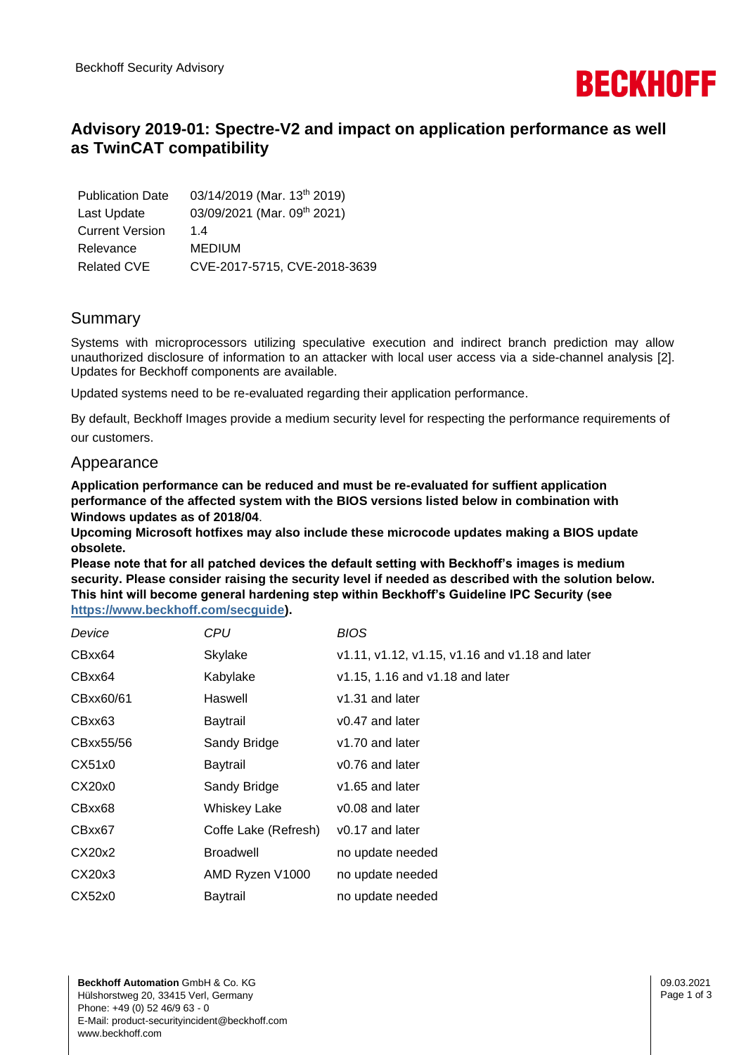Beckhoff Security Advisory

# Advisory 2019-01: Spectre-V2 and impact on application performance as well as TwinCAT compatibility

| | |
|---|---|
| Publication Date | 03/14/2019 (Mar. 13th 2019) |
| Last Update | 03/09/2021 (Mar. 09th 2021) |
| Current Version | 1.4 |
| Relevance | MEDIUM |
| Related CVE | CVE-2017-5715, CVE-2018-3639 |

## Summary

Systems with microprocessors utilizing speculative execution and indirect branch prediction may allow unauthorized disclosure of information to an attacker with local user access via a side-channel analysis [2]. Updates for Beckhoff components are available.

Updated systems need to be re-evaluated regarding their application performance.

By default, Beckhoff Images provide a medium security level for respecting the performance requirements of our customers.

## Appearance

**Application performance can be reduced and must be re-evaluated for suffient application performance of the affected system with the BIOS versions listed below in combination with Windows updates as of 2018/04**.

**Upcoming Microsoft hotfixes may also include these microcode updates making a BIOS update obsolete.**

**Please note that for all patched devices the default setting with Beckhoff's images is medium security. Please consider raising the security level if needed as described with the solution below. This hint will become general hardening step within Beckhoff's Guideline IPC Security (see https://www.beckhoff.com/secguide).**

| *Device* | *CPU* | *BIOS* |
|---|---|---|
| CBxx64 | Skylake | v1.11, v1.12, v1.15, v1.16 and v1.18 and later |
| CBxx64 | Kabylake | v1.15, 1.16 and v1.18 and later |
| CBxx60/61 | Haswell | v1.31 and later |
| CBxx63 | Baytrail | v0.47 and later |
| CBxx55/56 | Sandy Bridge | v1.70 and later |
| CX51x0 | Baytrail | v0.76 and later |
| CX20x0 | Sandy Bridge | v1.65 and later |
| CBxx68 | Whiskey Lake | v0.08 and later |
| CBxx67 | Coffe Lake (Refresh) | v0.17 and later |
| CX20x2 | Broadwell | no update needed |
| CX20x3 | AMD Ryzen V1000 | no update needed |
| CX52x0 | Baytrail | no update needed |

**Beckhoff Automation** GmbH & Co. KG
Hülshorstweg 20, 33415 Verl, Germany
Phone: +49 (0) 52 46/9 63 - 0
E-Mail: product-securityincident@beckhoff.com
www.beckhoff.com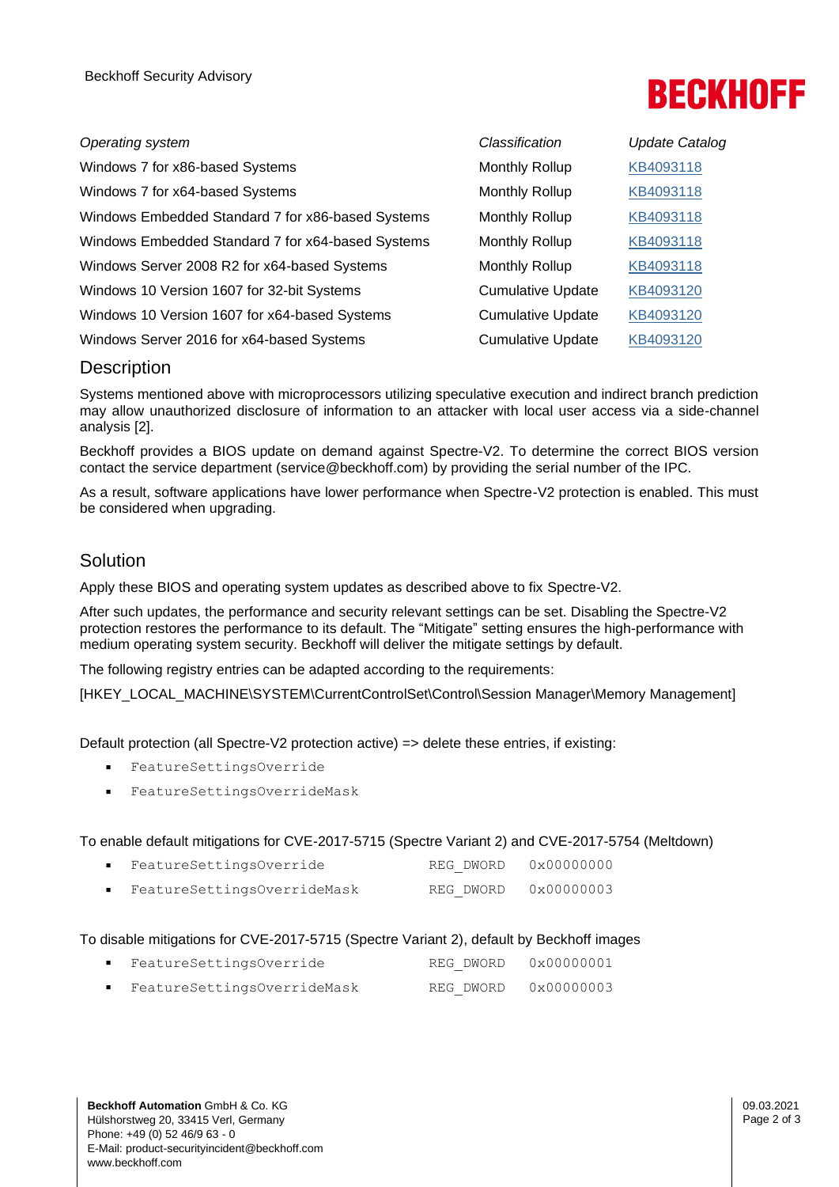| *Operating system* | *Classification* | *Update Catalog* |
|---|---|---|
| Windows 7 for x86-based Systems | Monthly Rollup | KB4093118 |
| Windows 7 for x64-based Systems | Monthly Rollup | KB4093118 |
| Windows Embedded Standard 7 for x86-based Systems | Monthly Rollup | KB4093118 |
| Windows Embedded Standard 7 for x64-based Systems | Monthly Rollup | KB4093118 |
| Windows Server 2008 R2 for x64-based Systems | Monthly Rollup | KB4093118 |
| Windows 10 Version 1607 for 32-bit Systems | Cumulative Update | KB4093120 |
| Windows 10 Version 1607 for x64-based Systems | Cumulative Update | KB4093120 |
| Windows Server 2016 for x64-based Systems | Cumulative Update | KB4093120 |

## Description

Systems mentioned above with microprocessors utilizing speculative execution and indirect branch prediction may allow unauthorized disclosure of information to an attacker with local user access via a side-channel analysis [2].

Beckhoff provides a BIOS update on demand against Spectre-V2. To determine the correct BIOS version contact the service department (service@beckhoff.com) by providing the serial number of the IPC.

As a result, software applications have lower performance when Spectre-V2 protection is enabled. This must be considered when upgrading.

## Solution

Apply these BIOS and operating system updates as described above to fix Spectre-V2.

After such updates, the performance and security relevant settings can be set. Disabling the Spectre-V2 protection restores the performance to its default. The "Mitigate" setting ensures the high-performance with medium operating system security. Beckhoff will deliver the mitigate settings by default.

The following registry entries can be adapted according to the requirements:

[HKEY_LOCAL_MACHINE\SYSTEM\CurrentControlSet\Control\Session Manager\Memory Management]

Default protection (all Spectre-V2 protection active) => delete these entries, if existing:

- `FeatureSettingsOverride`
- `FeatureSettingsOverrideMask`

To enable default mitigations for CVE-2017-5715 (Spectre Variant 2) and CVE-2017-5754 (Meltdown)

- `FeatureSettingsOverride      REG_DWORD   0x00000000`
- `FeatureSettingsOverrideMask  REG_DWORD   0x00000003`

To disable mitigations for CVE-2017-5715 (Spectre Variant 2), default by Beckhoff images

- `FeatureSettingsOverride      REG_DWORD   0x00000001`
- `FeatureSettingsOverrideMask  REG_DWORD   0x00000003`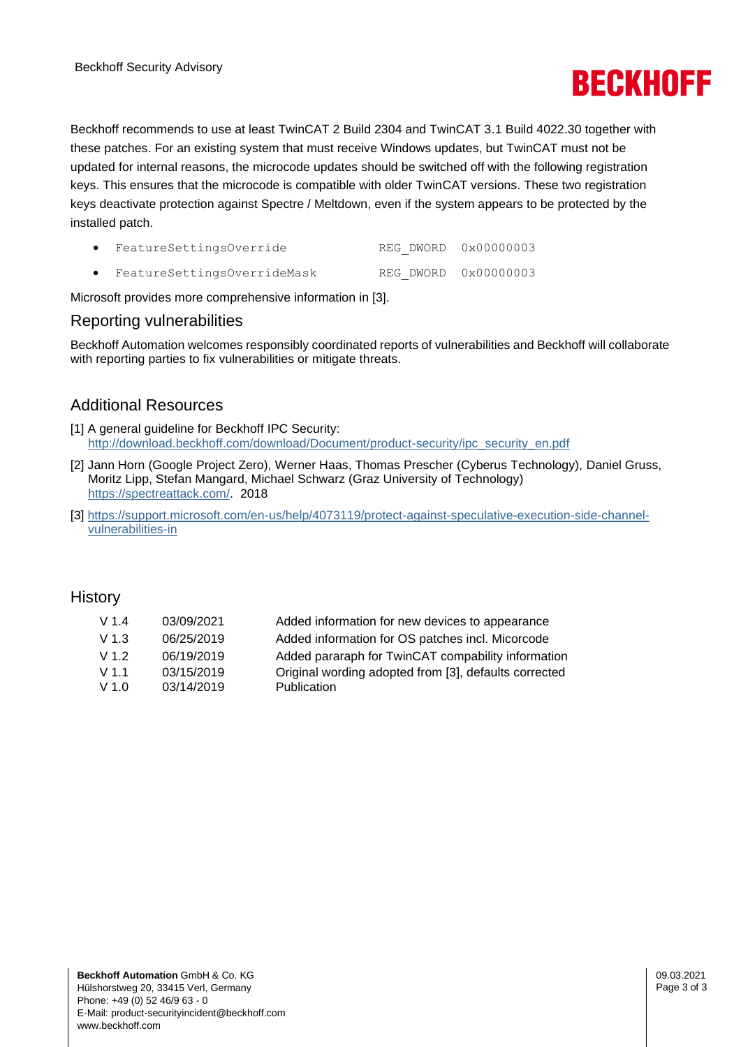Beckhoff recommends to use at least TwinCAT 2 Build 2304 and TwinCAT 3.1 Build 4022.30 together with these patches. For an existing system that must receive Windows updates, but TwinCAT must not be updated for internal reasons, the microcode updates should be switched off with the following registration keys. This ensures that the microcode is compatible with older TwinCAT versions. These two registration keys deactivate protection against Spectre / Meltdown, even if the system appears to be protected by the installed patch.

- `FeatureSettingsOverride          REG_DWORD  0x00000003`
- `FeatureSettingsOverrideMask      REG_DWORD  0x00000003`

Microsoft provides more comprehensive information in [3].

## Reporting vulnerabilities

Beckhoff Automation welcomes responsibly coordinated reports of vulnerabilities and Beckhoff will collaborate with reporting parties to fix vulnerabilities or mitigate threats.

## Additional Resources

[1] A general guideline for Beckhoff IPC Security:
http://download.beckhoff.com/download/Document/product-security/ipc_security_en.pdf

[2] Jann Horn (Google Project Zero), Werner Haas, Thomas Prescher (Cyberus Technology), Daniel Gruss, Moritz Lipp, Stefan Mangard, Michael Schwarz (Graz University of Technology)
https://spectreattack.com/. 2018

[3] https://support.microsoft.com/en-us/help/4073119/protect-against-speculative-execution-side-channel-vulnerabilities-in

## History

| | | |
|---|---|---|
| V 1.4 | 03/09/2021 | Added information for new devices to appearance |
| V 1.3 | 06/25/2019 | Added information for OS patches incl. Micorcode |
| V 1.2 | 06/19/2019 | Added pararaph for TwinCAT compability information |
| V 1.1 | 03/15/2019 | Original wording adopted from [3], defaults corrected |
| V 1.0 | 03/14/2019 | Publication |